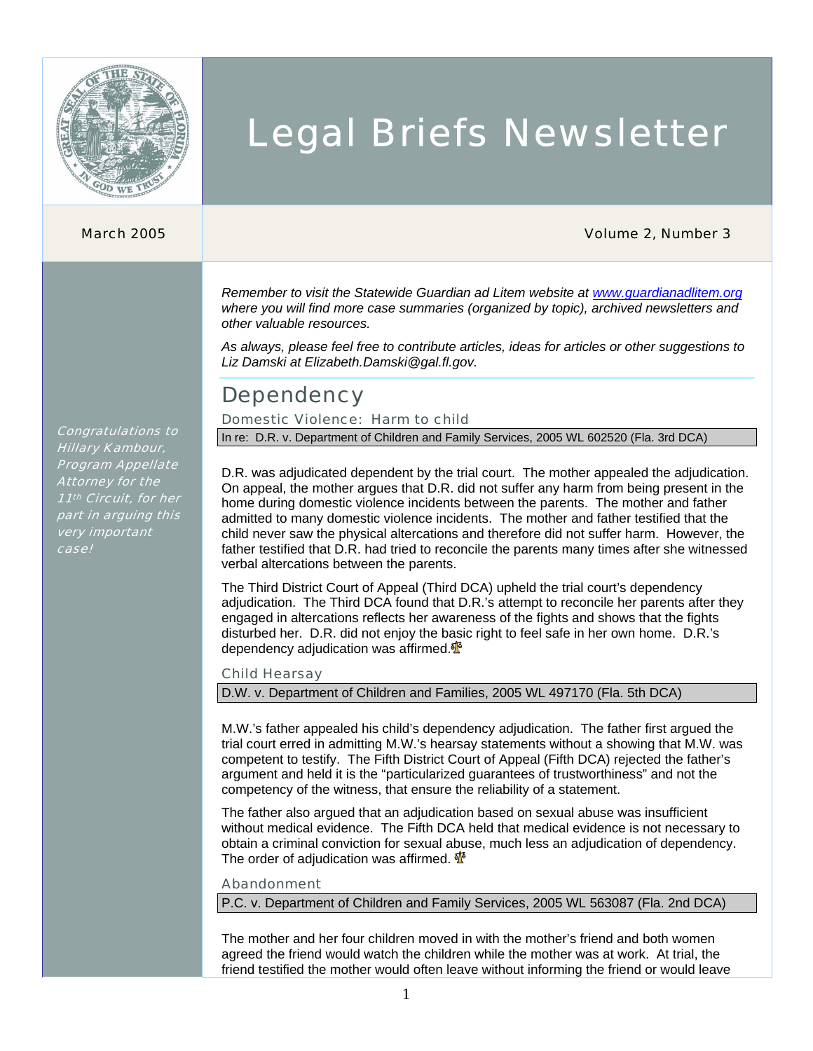// Legal Briefs Newsletter

March 2005

Volume 2, Number 3

*Remember to visit the Statewide Guardian ad Litem website at [www.guardianadlitem.org](http://www.guardianadlitem.org) where you will find more case summaries (organized by topic), archived newsletters and other valuable resources.*

*As always, please feel free to contribute articles, ideas for articles or other suggestions to Liz Damski at Elizabeth.Damski@gal.fl.gov.*

*Congratulations to Hillary Kambour, Program Appellate Attorney for the 11th Circuit, for her part in arguing this very important case!*

## Dependency

### Domestic Violence: Harm to child

In re: D.R. v. Department of Children and Family Services, 2005 WL 602520 (Fla. 3rd DCA)

D.R. was adjudicated dependent by the trial court. The mother appealed the adjudication. On appeal, the mother argues that D.R. did not suffer any harm from being present in the home during domestic violence incidents between the parents. The mother and father admitted to many domestic violence incidents. The mother and father testified that the child never saw the physical altercations and therefore did not suffer harm. However, the father testified that D.R. had tried to reconcile the parents many times after she witnessed verbal altercations between the parents.

The Third District Court of Appeal (Third DCA) upheld the trial court's dependency adjudication. The Third DCA found that D.R.'s attempt to reconcile her parents after they engaged in altercations reflects her awareness of the fights and shows that the fights disturbed her. D.R. did not enjoy the basic right to feel safe in her own home. D.R.'s dependency adjudication was affirmed.

### Child Hearsay

D.W. v. Department of Children and Families, 2005 WL 497170 (Fla. 5th DCA)

M.W.'s father appealed his child's dependency adjudication. The father first argued the trial court erred in admitting M.W.'s hearsay statements without a showing that M.W. was competent to testify. The Fifth District Court of Appeal (Fifth DCA) rejected the father's argument and held it is the "particularized guarantees of trustworthiness" and not the competency of the witness, that ensure the reliability of a statement.

The father also argued that an adjudication based on sexual abuse was insufficient without medical evidence. The Fifth DCA held that medical evidence is not necessary to obtain a criminal conviction for sexual abuse, much less an adjudication of dependency. The order of adjudication was affirmed.

### Abandonment

P.C. v. Department of Children and Family Services, 2005 WL 563087 (Fla. 2nd DCA)

The mother and her four children moved in with the mother's friend and both women agreed the friend would watch the children while the mother was at work. At trial, the friend testified the mother would often leave without informing the friend or would leave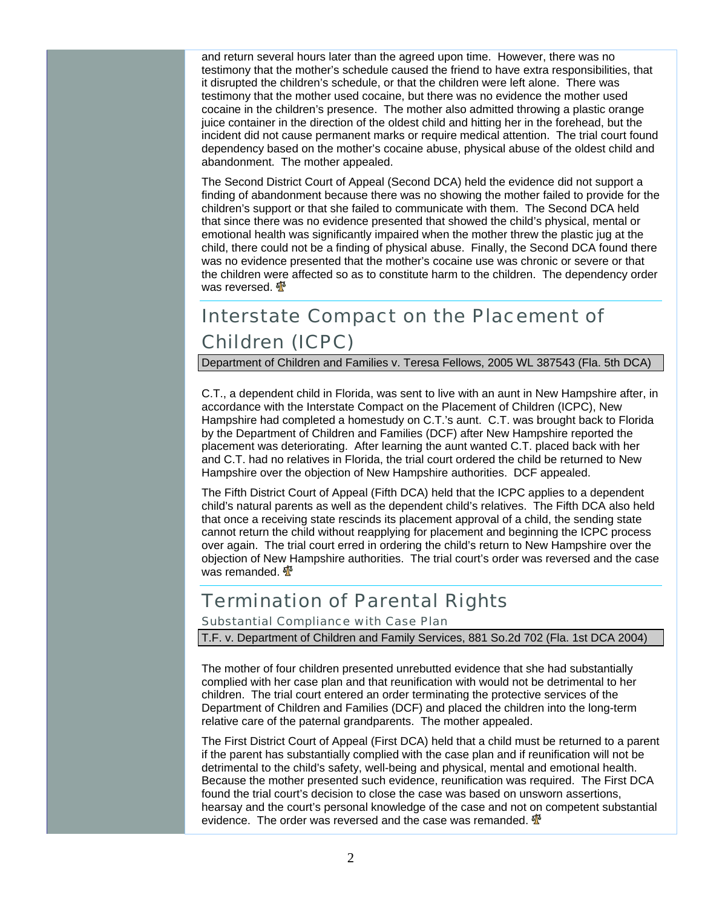and return several hours later than the agreed upon time. However, there was no testimony that the mother's schedule caused the friend to have extra responsibilities, that it disrupted the children's schedule, or that the children were left alone. There was testimony that the mother used cocaine, but there was no evidence the mother used cocaine in the children's presence. The mother also admitted throwing a plastic orange juice container in the direction of the oldest child and hitting her in the forehead, but the incident did not cause permanent marks or require medical attention. The trial court found dependency based on the mother's cocaine abuse, physical abuse of the oldest child and abandonment. The mother appealed.

The Second District Court of Appeal (Second DCA) held the evidence did not support a finding of abandonment because there was no showing the mother failed to provide for the children's support or that she failed to communicate with them. The Second DCA held that since there was no evidence presented that showed the child's physical, mental or emotional health was significantly impaired when the mother threw the plastic jug at the child, there could not be a finding of physical abuse. Finally, the Second DCA found there was no evidence presented that the mother's cocaine use was chronic or severe or that the children were affected so as to constitute harm to the children. The dependency order was reversed.

## Interstate Compact on the Placement of Children (ICPC)

Department of Children and Families v. Teresa Fellows, 2005 WL 387543 (Fla. 5th DCA)

C.T., a dependent child in Florida, was sent to live with an aunt in New Hampshire after, in accordance with the Interstate Compact on the Placement of Children (ICPC), New Hampshire had completed a homestudy on C.T.'s aunt. C.T. was brought back to Florida by the Department of Children and Families (DCF) after New Hampshire reported the placement was deteriorating. After learning the aunt wanted C.T. placed back with her and C.T. had no relatives in Florida, the trial court ordered the child be returned to New Hampshire over the objection of New Hampshire authorities. DCF appealed.

The Fifth District Court of Appeal (Fifth DCA) held that the ICPC applies to a dependent child's natural parents as well as the dependent child's relatives. The Fifth DCA also held that once a receiving state rescinds its placement approval of a child, the sending state cannot return the child without reapplying for placement and beginning the ICPC process over again. The trial court erred in ordering the child's return to New Hampshire over the objection of New Hampshire authorities. The trial court's order was reversed and the case was remanded.

## Termination of Parental Rights

### Substantial Compliance with Case Plan

T.F. v. Department of Children and Family Services, 881 So.2d 702 (Fla. 1st DCA 2004)

The mother of four children presented unrebutted evidence that she had substantially complied with her case plan and that reunification with would not be detrimental to her children. The trial court entered an order terminating the protective services of the Department of Children and Families (DCF) and placed the children into the long-term relative care of the paternal grandparents. The mother appealed.

The First District Court of Appeal (First DCA) held that a child must be returned to a parent if the parent has substantially complied with the case plan and if reunification will not be detrimental to the child's safety, well-being and physical, mental and emotional health. Because the mother presented such evidence, reunification was required. The First DCA found the trial court's decision to close the case was based on unsworn assertions, hearsay and the court's personal knowledge of the case and not on competent substantial evidence. The order was reversed and the case was remanded.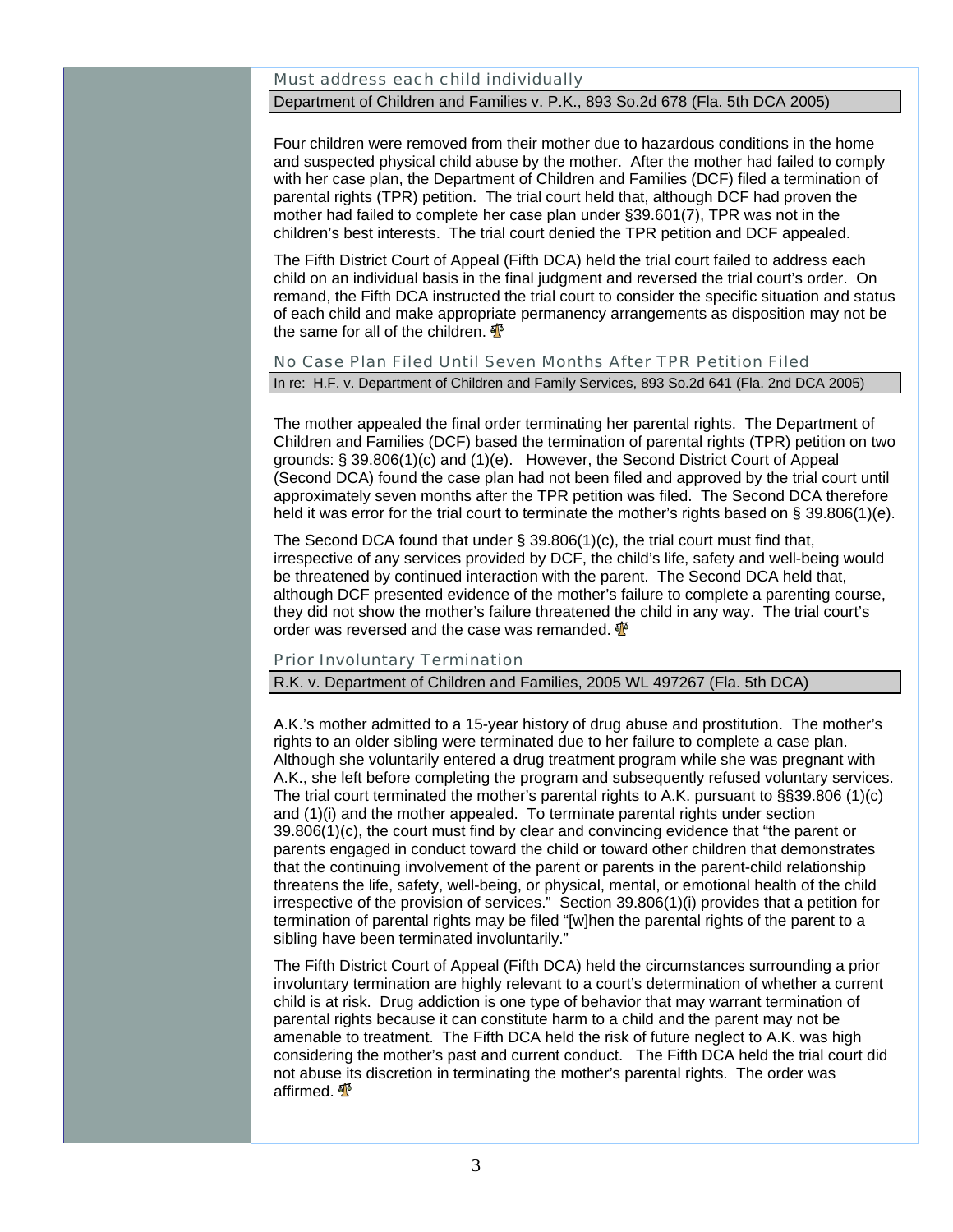### Must address each child individually

**Department of Children and Families v. P.K., 893 So.2d 678 (Fla. 5th DCA 2005)**

Four children were removed from their mother due to hazardous conditions in the home and suspected physical child abuse by the mother. After the mother had failed to comply with her case plan, the Department of Children and Families (DCF) filed a termination of parental rights (TPR) petition. The trial court held that, although DCF had proven the mother had failed to complete her case plan under §39.601(7), TPR was not in the children's best interests. The trial court denied the TPR petition and DCF appealed.

The Fifth District Court of Appeal (Fifth DCA) held the trial court failed to address each child on an individual basis in the final judgment and reversed the trial court's order. On remand, the Fifth DCA instructed the trial court to consider the specific situation and status of each child and make appropriate permanency arrangements as disposition may not be the same for all of the children.

### No Case Plan Filed Until Seven Months After TPR Petition Filed

**In re: H.F. v. Department of Children and Family Services, 893 So.2d 641 (Fla. 2nd DCA 2005)**

The mother appealed the final order terminating her parental rights. The Department of Children and Families (DCF) based the termination of parental rights (TPR) petition on two grounds: § 39.806(1)(c) and (1)(e). However, the Second District Court of Appeal (Second DCA) found the case plan had not been filed and approved by the trial court until approximately seven months after the TPR petition was filed. The Second DCA therefore held it was error for the trial court to terminate the mother's rights based on § 39.806(1)(e).

The Second DCA found that under § 39.806(1)(c), the trial court must find that, irrespective of any services provided by DCF, the child's life, safety and well-being would be threatened by continued interaction with the parent. The Second DCA held that, although DCF presented evidence of the mother's failure to complete a parenting course, they did not show the mother's failure threatened the child in any way. The trial court's order was reversed and the case was remanded.

### Prior Involuntary Termination

**R.K. v. Department of Children and Families, 2005 WL 497267 (Fla. 5th DCA)**

A.K.'s mother admitted to a 15-year history of drug abuse and prostitution. The mother's rights to an older sibling were terminated due to her failure to complete a case plan. Although she voluntarily entered a drug treatment program while she was pregnant with A.K., she left before completing the program and subsequently refused voluntary services. The trial court terminated the mother's parental rights to A.K. pursuant to §§39.806 (1)(c) and (1)(i) and the mother appealed. To terminate parental rights under section 39.806(1)(c), the court must find by clear and convincing evidence that "the parent or parents engaged in conduct toward the child or toward other children that demonstrates that the continuing involvement of the parent or parents in the parent-child relationship threatens the life, safety, well-being, or physical, mental, or emotional health of the child irrespective of the provision of services." Section 39.806(1)(i) provides that a petition for termination of parental rights may be filed "[w]hen the parental rights of the parent to a sibling have been terminated involuntarily."

The Fifth District Court of Appeal (Fifth DCA) held the circumstances surrounding a prior involuntary termination are highly relevant to a court's determination of whether a current child is at risk. Drug addiction is one type of behavior that may warrant termination of parental rights because it can constitute harm to a child and the parent may not be amenable to treatment. The Fifth DCA held the risk of future neglect to A.K. was high considering the mother's past and current conduct. The Fifth DCA held the trial court did not abuse its discretion in terminating the mother's parental rights. The order was affirmed.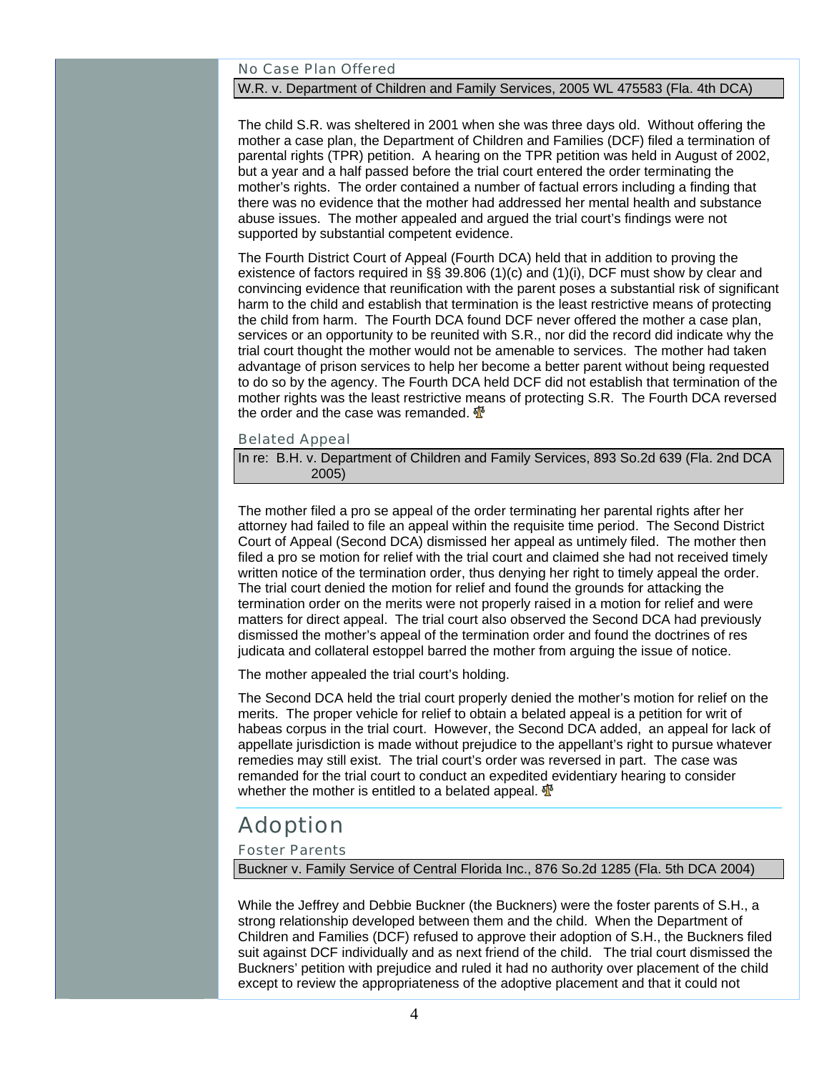### No Case Plan Offered

**W.R. v. Department of Children and Family Services, 2005 WL 475583 (Fla. 4th DCA)**

The child S.R. was sheltered in 2001 when she was three days old. Without offering the mother a case plan, the Department of Children and Families (DCF) filed a termination of parental rights (TPR) petition. A hearing on the TPR petition was held in August of 2002, but a year and a half passed before the trial court entered the order terminating the mother's rights. The order contained a number of factual errors including a finding that there was no evidence that the mother had addressed her mental health and substance abuse issues. The mother appealed and argued the trial court's findings were not supported by substantial competent evidence.

The Fourth District Court of Appeal (Fourth DCA) held that in addition to proving the existence of factors required in §§ 39.806 (1)(c) and (1)(i), DCF must show by clear and convincing evidence that reunification with the parent poses a substantial risk of significant harm to the child and establish that termination is the least restrictive means of protecting the child from harm. The Fourth DCA found DCF never offered the mother a case plan, services or an opportunity to be reunited with S.R., nor did the record did indicate why the trial court thought the mother would not be amenable to services. The mother had taken advantage of prison services to help her become a better parent without being requested to do so by the agency. The Fourth DCA held DCF did not establish that termination of the mother rights was the least restrictive means of protecting S.R. The Fourth DCA reversed the order and the case was remanded.

### Belated Appeal

**In re: B.H. v. Department of Children and Family Services, 893 So.2d 639 (Fla. 2nd DCA 2005)**

The mother filed a pro se appeal of the order terminating her parental rights after her attorney had failed to file an appeal within the requisite time period. The Second District Court of Appeal (Second DCA) dismissed her appeal as untimely filed. The mother then filed a pro se motion for relief with the trial court and claimed she had not received timely written notice of the termination order, thus denying her right to timely appeal the order. The trial court denied the motion for relief and found the grounds for attacking the termination order on the merits were not properly raised in a motion for relief and were matters for direct appeal. The trial court also observed the Second DCA had previously dismissed the mother's appeal of the termination order and found the doctrines of res judicata and collateral estoppel barred the mother from arguing the issue of notice.

The mother appealed the trial court's holding.

The Second DCA held the trial court properly denied the mother's motion for relief on the merits. The proper vehicle for relief to obtain a belated appeal is a petition for writ of habeas corpus in the trial court. However, the Second DCA added, an appeal for lack of appellate jurisdiction is made without prejudice to the appellant's right to pursue whatever remedies may still exist. The trial court's order was reversed in part. The case was remanded for the trial court to conduct an expedited evidentiary hearing to consider whether the mother is entitled to a belated appeal.

## Adoption

### Foster Parents

**Buckner v. Family Service of Central Florida Inc., 876 So.2d 1285 (Fla. 5th DCA 2004)**

While the Jeffrey and Debbie Buckner (the Buckners) were the foster parents of S.H., a strong relationship developed between them and the child. When the Department of Children and Families (DCF) refused to approve their adoption of S.H., the Buckners filed suit against DCF individually and as next friend of the child. The trial court dismissed the Buckners' petition with prejudice and ruled it had no authority over placement of the child except to review the appropriateness of the adoptive placement and that it could not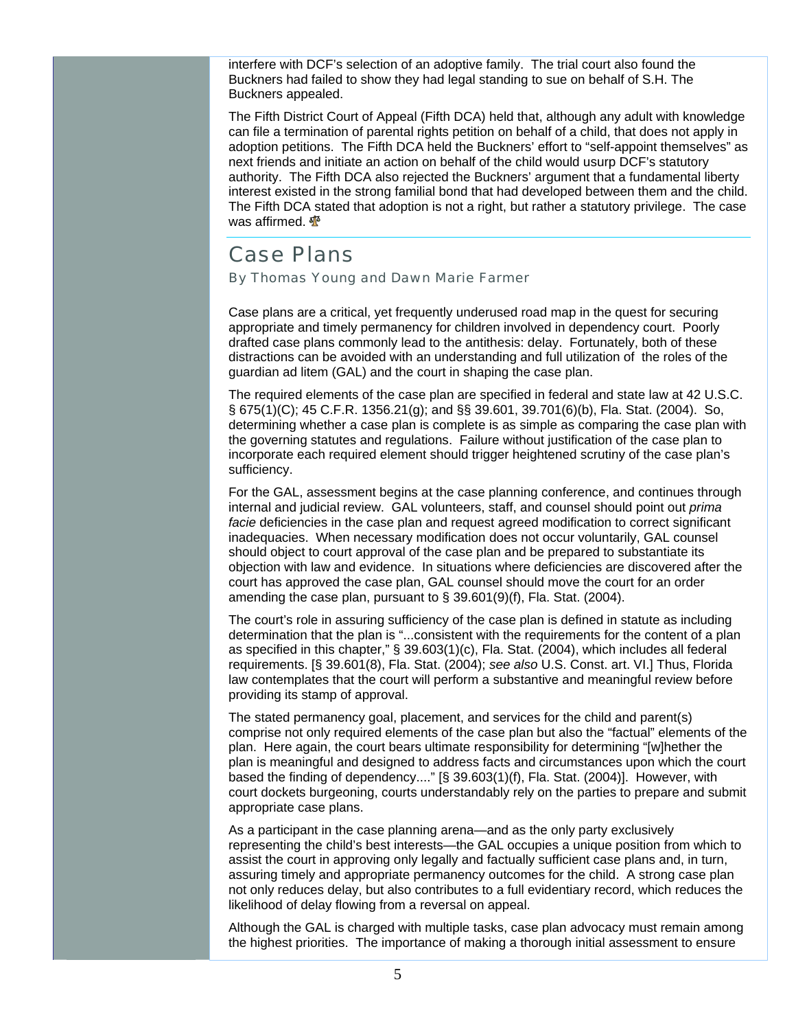interfere with DCF's selection of an adoptive family. The trial court also found the Buckners had failed to show they had legal standing to sue on behalf of S.H. The Buckners appealed.

The Fifth District Court of Appeal (Fifth DCA) held that, although any adult with knowledge can file a termination of parental rights petition on behalf of a child, that does not apply in adoption petitions. The Fifth DCA held the Buckners' effort to "self-appoint themselves" as next friends and initiate an action on behalf of the child would usurp DCF's statutory authority. The Fifth DCA also rejected the Buckners' argument that a fundamental liberty interest existed in the strong familial bond that had developed between them and the child. The Fifth DCA stated that adoption is not a right, but rather a statutory privilege. The case was affirmed.

## Case Plans

*By Thomas Young and Dawn Marie Farmer*

Case plans are a critical, yet frequently underused road map in the quest for securing appropriate and timely permanency for children involved in dependency court. Poorly drafted case plans commonly lead to the antithesis: delay. Fortunately, both of these distractions can be avoided with an understanding and full utilization of the roles of the guardian ad litem (GAL) and the court in shaping the case plan.

The required elements of the case plan are specified in federal and state law at 42 U.S.C. § 675(1)(C); 45 C.F.R. 1356.21(g); and §§ 39.601, 39.701(6)(b), Fla. Stat. (2004). So, determining whether a case plan is complete is as simple as comparing the case plan with the governing statutes and regulations. Failure without justification of the case plan to incorporate each required element should trigger heightened scrutiny of the case plan's sufficiency.

For the GAL, assessment begins at the case planning conference, and continues through internal and judicial review. GAL volunteers, staff, and counsel should point out *prima facie* deficiencies in the case plan and request agreed modification to correct significant inadequacies. When necessary modification does not occur voluntarily, GAL counsel should object to court approval of the case plan and be prepared to substantiate its objection with law and evidence. In situations where deficiencies are discovered after the court has approved the case plan, GAL counsel should move the court for an order amending the case plan, pursuant to § 39.601(9)(f), Fla. Stat. (2004).

The court's role in assuring sufficiency of the case plan is defined in statute as including determination that the plan is "...consistent with the requirements for the content of a plan as specified in this chapter," § 39.603(1)(c), Fla. Stat. (2004), which includes all federal requirements. [§ 39.601(8), Fla. Stat. (2004); *see also* U.S. Const. art. VI.] Thus, Florida law contemplates that the court will perform a substantive and meaningful review before providing its stamp of approval.

The stated permanency goal, placement, and services for the child and parent(s) comprise not only required elements of the case plan but also the "factual" elements of the plan. Here again, the court bears ultimate responsibility for determining "[w]hether the plan is meaningful and designed to address facts and circumstances upon which the court based the finding of dependency...." [§ 39.603(1)(f), Fla. Stat. (2004)]. However, with court dockets burgeoning, courts understandably rely on the parties to prepare and submit appropriate case plans.

As a participant in the case planning arena—and as the only party exclusively representing the child's best interests—the GAL occupies a unique position from which to assist the court in approving only legally and factually sufficient case plans and, in turn, assuring timely and appropriate permanency outcomes for the child. A strong case plan not only reduces delay, but also contributes to a full evidentiary record, which reduces the likelihood of delay flowing from a reversal on appeal.

Although the GAL is charged with multiple tasks, case plan advocacy must remain among the highest priorities. The importance of making a thorough initial assessment to ensure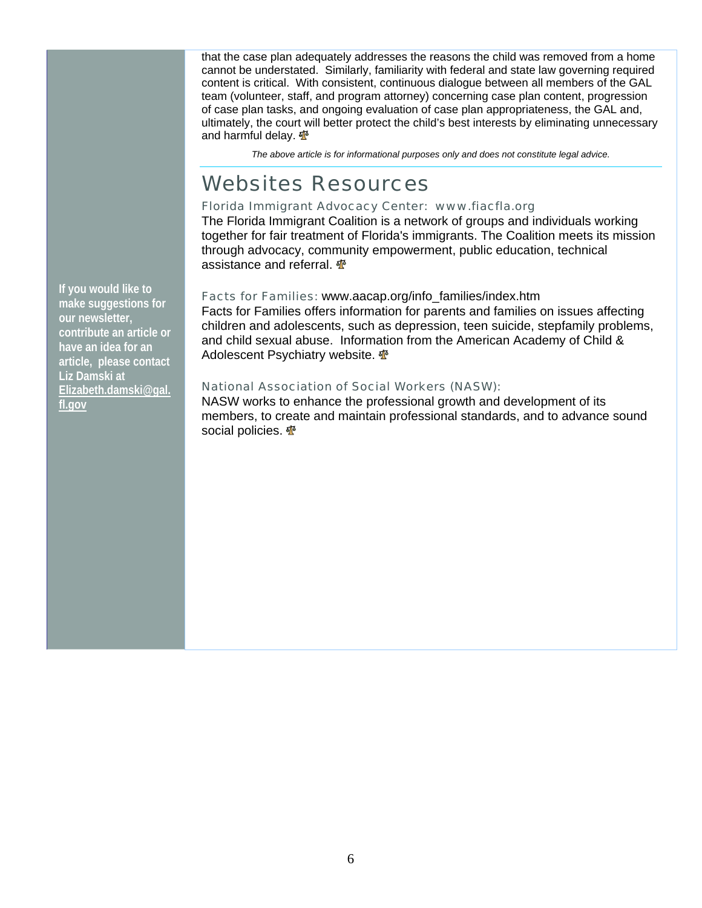that the case plan adequately addresses the reasons the child was removed from a home cannot be understated. Similarly, familiarity with federal and state law governing required content is critical. With consistent, continuous dialogue between all members of the GAL team (volunteer, staff, and program attorney) concerning case plan content, progression of case plan tasks, and ongoing evaluation of case plan appropriateness, the GAL and, ultimately, the court will better protect the child's best interests by eliminating unnecessary and harmful delay.

*The above article is for informational purposes only and does not constitute legal advice.*

---

# Websites Resources

### Florida Immigrant Advocacy Center: www.fiacfla.org

The Florida Immigrant Coalition is a network of groups and individuals working together for fair treatment of Florida's immigrants. The Coalition meets its mission through advocacy, community empowerment, public education, technical assistance and referral.

### Facts for Families: www.aacap.org/info_families/index.htm

Facts for Families offers information for parents and families on issues affecting children and adolescents, such as depression, teen suicide, stepfamily problems, and child sexual abuse. Information from the American Academy of Child & Adolescent Psychiatry website.

### National Association of Social Workers (NASW):

NASW works to enhance the professional growth and development of its members, to create and maintain professional standards, and to advance sound social policies.

**If you would like to make suggestions for our newsletter, contribute an article or have an idea for an article, please contact Liz Damski at Elizabeth.damski@gal.fl.gov**